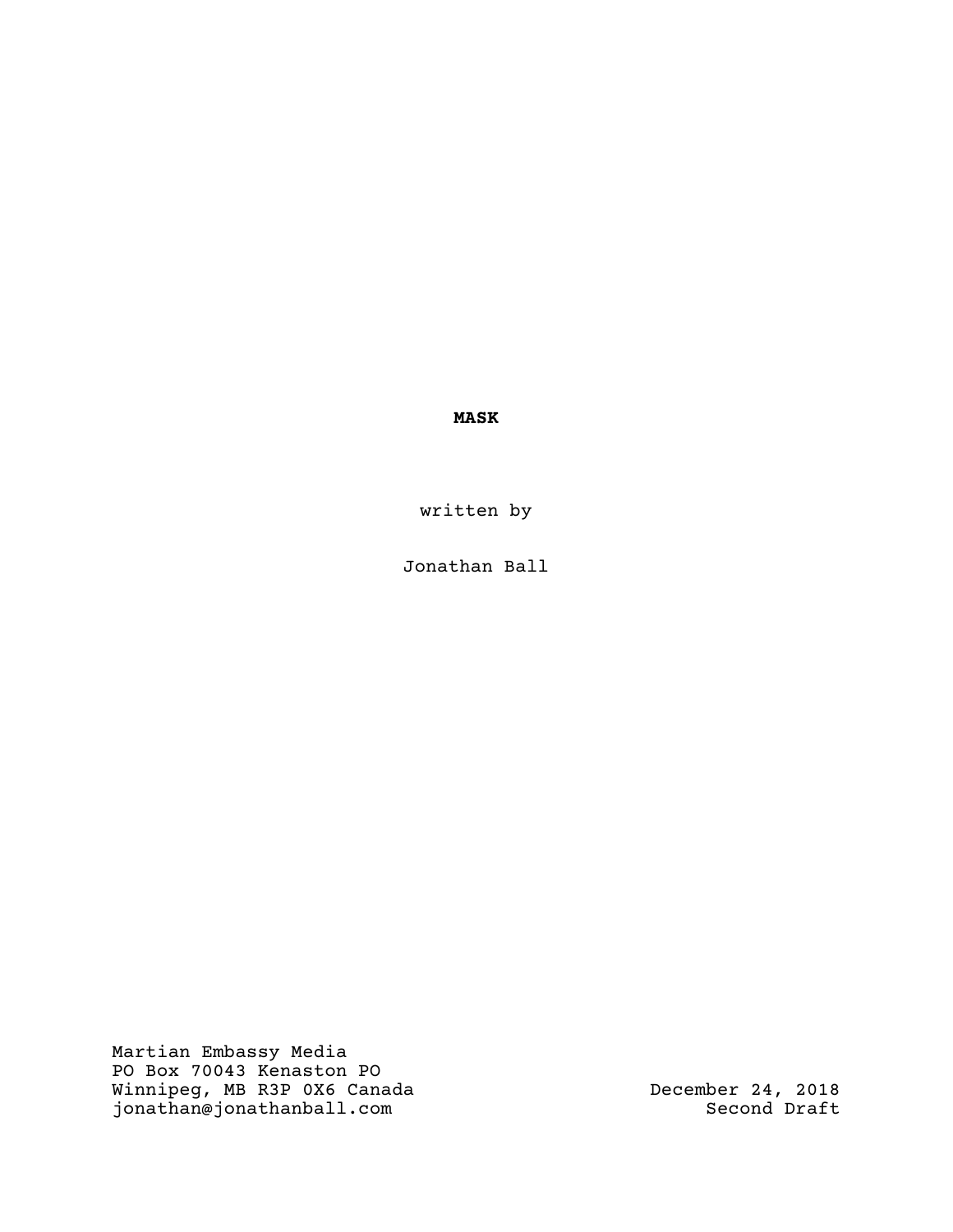# **MASK**

written by

Jonathan Ball

Martian Embassy Media
PO Box 70043 Kenaston PO
Winnipeg, MB R3P 0X6 Canada
jonathan@jonathanball.com

December 24, 2018
Second Draft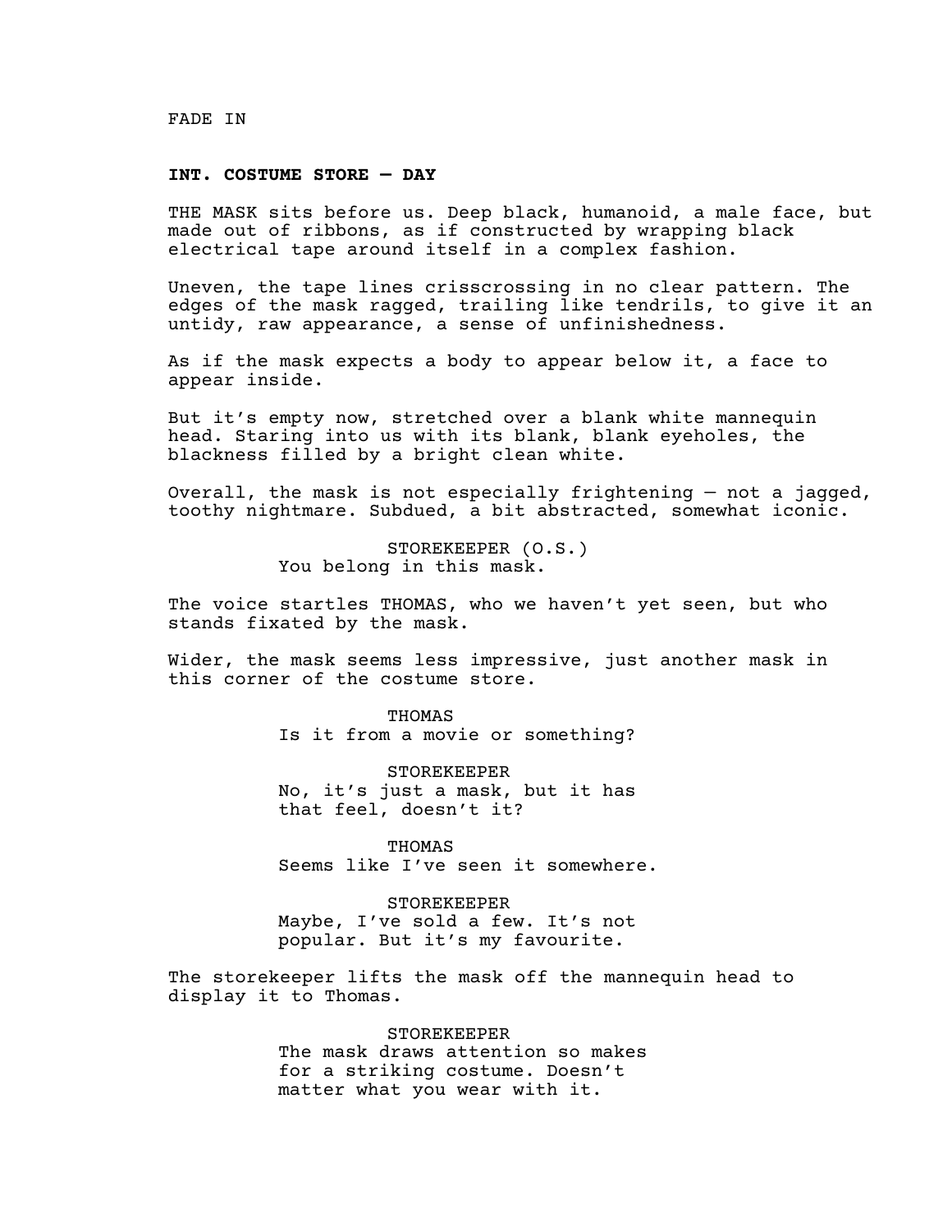FADE IN

**INT. COSTUME STORE — DAY**

THE MASK sits before us. Deep black, humanoid, a male face, but made out of ribbons, as if constructed by wrapping black electrical tape around itself in a complex fashion.

Uneven, the tape lines crisscrossing in no clear pattern. The edges of the mask ragged, trailing like tendrils, to give it an untidy, raw appearance, a sense of unfinishedness.

As if the mask expects a body to appear below it, a face to appear inside.

But it's empty now, stretched over a blank white mannequin head. Staring into us with its blank, blank eyeholes, the blackness filled by a bright clean white.

Overall, the mask is not especially frightening — not a jagged, toothy nightmare. Subdued, a bit abstracted, somewhat iconic.

STOREKEEPER (O.S.)
You belong in this mask.

The voice startles THOMAS, who we haven't yet seen, but who stands fixated by the mask.

Wider, the mask seems less impressive, just another mask in this corner of the costume store.

THOMAS
Is it from a movie or something?

STOREKEEPER
No, it's just a mask, but it has that feel, doesn't it?

THOMAS
Seems like I've seen it somewhere.

STOREKEEPER
Maybe, I've sold a few. It's not popular. But it's my favourite.

The storekeeper lifts the mask off the mannequin head to display it to Thomas.

STOREKEEPER
The mask draws attention so makes for a striking costume. Doesn't matter what you wear with it.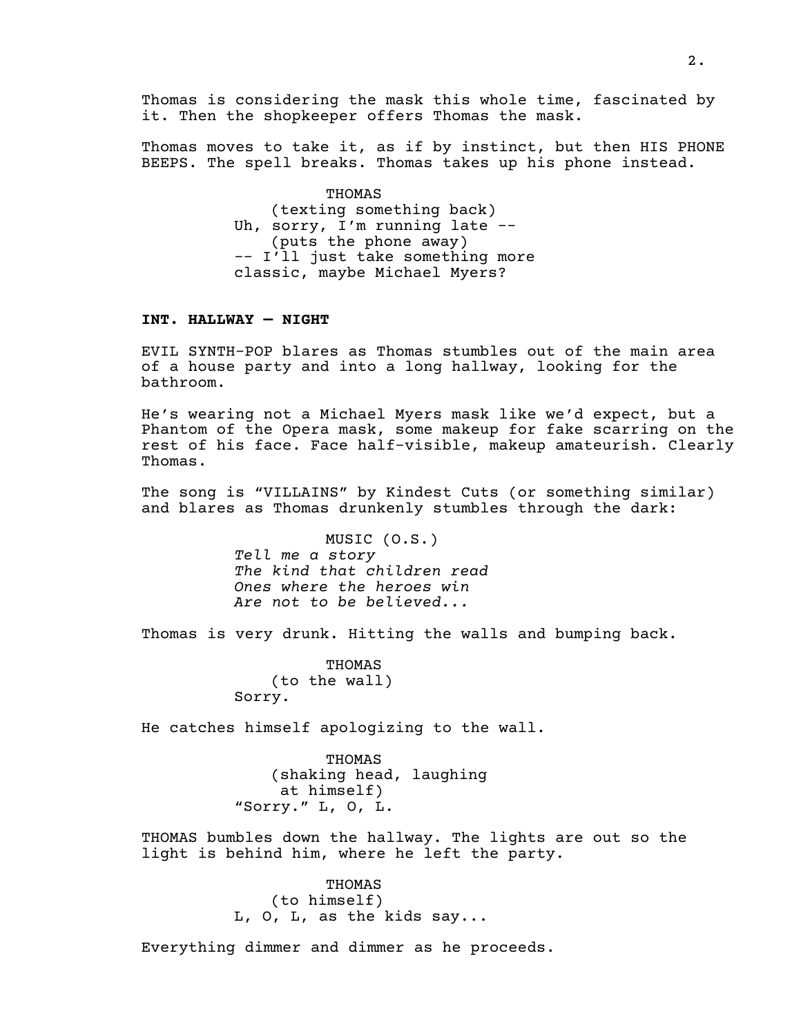Thomas is considering the mask this whole time, fascinated by it. Then the shopkeeper offers Thomas the mask.

Thomas moves to take it, as if by instinct, but then HIS PHONE BEEPS. The spell breaks. Thomas takes up his phone instead.

THOMAS
(texting something back)
Uh, sorry, I'm running late --
(puts the phone away)
-- I'll just take something more classic, maybe Michael Myers?

**INT. HALLWAY — NIGHT**

EVIL SYNTH-POP blares as Thomas stumbles out of the main area of a house party and into a long hallway, looking for the bathroom.

He's wearing not a Michael Myers mask like we'd expect, but a Phantom of the Opera mask, some makeup for fake scarring on the rest of his face. Face half-visible, makeup amateurish. Clearly Thomas.

The song is "VILLAINS" by Kindest Cuts (or something similar) and blares as Thomas drunkenly stumbles through the dark:

MUSIC (O.S.)
*Tell me a story*
*The kind that children read*
*Ones where the heroes win*
*Are not to be believed...*

Thomas is very drunk. Hitting the walls and bumping back.

THOMAS
(to the wall)
Sorry.

He catches himself apologizing to the wall.

THOMAS
(shaking head, laughing at himself)
"Sorry." L, O, L.

THOMAS bumbles down the hallway. The lights are out so the light is behind him, where he left the party.

THOMAS
(to himself)
L, O, L, as the kids say...

Everything dimmer and dimmer as he proceeds.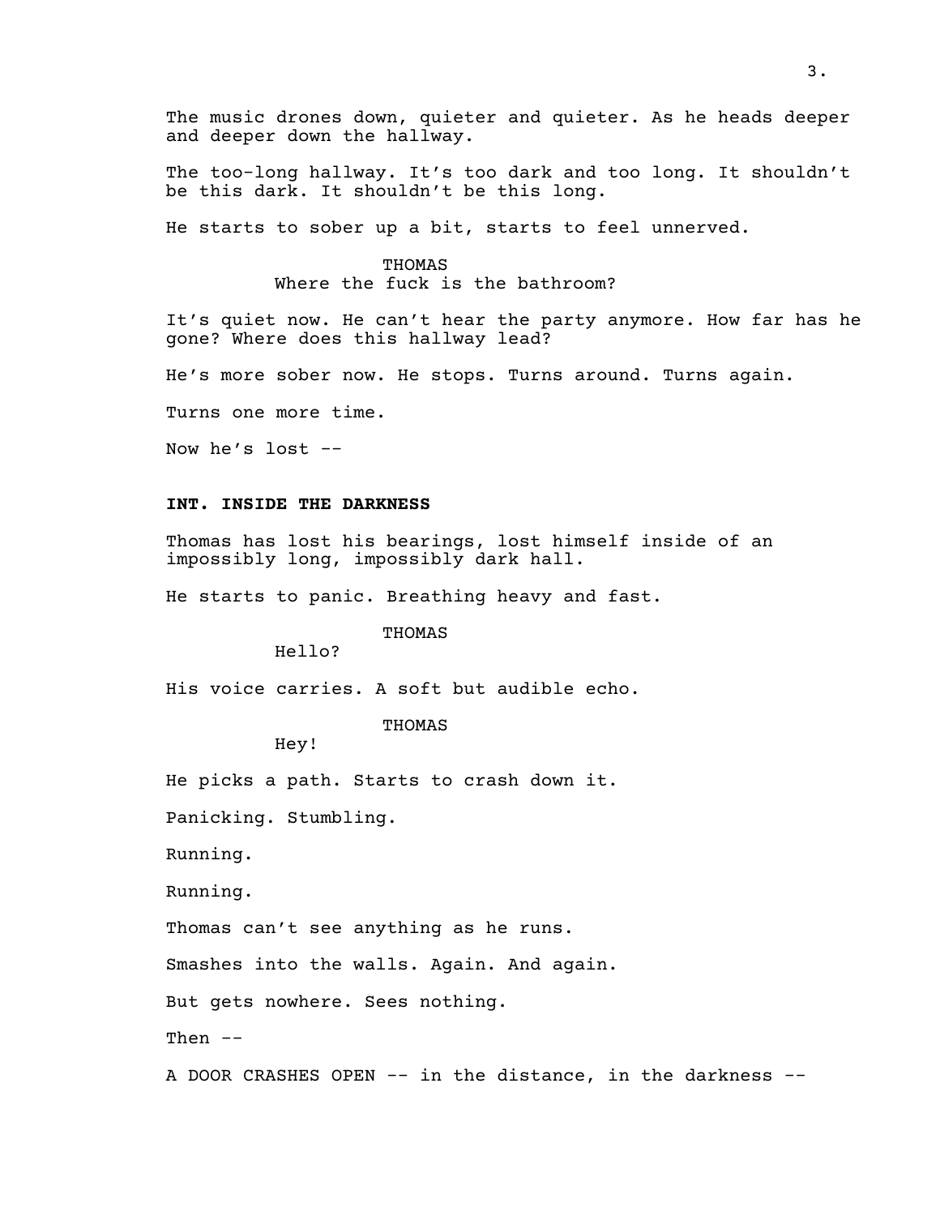The music drones down, quieter and quieter. As he heads deeper and deeper down the hallway.

The too-long hallway. It's too dark and too long. It shouldn't be this dark. It shouldn't be this long.

He starts to sober up a bit, starts to feel unnerved.

THOMAS
Where the fuck is the bathroom?

It's quiet now. He can't hear the party anymore. How far has he gone? Where does this hallway lead?

He's more sober now. He stops. Turns around. Turns again.

Turns one more time.

Now he's lost --

**INT. INSIDE THE DARKNESS**

Thomas has lost his bearings, lost himself inside of an impossibly long, impossibly dark hall.

He starts to panic. Breathing heavy and fast.

THOMAS
Hello?

His voice carries. A soft but audible echo.

THOMAS
Hey!

He picks a path. Starts to crash down it.

Panicking. Stumbling.

Running.

Running.

Thomas can't see anything as he runs.

Smashes into the walls. Again. And again.

But gets nowhere. Sees nothing.

Then --

A DOOR CRASHES OPEN -- in the distance, in the darkness --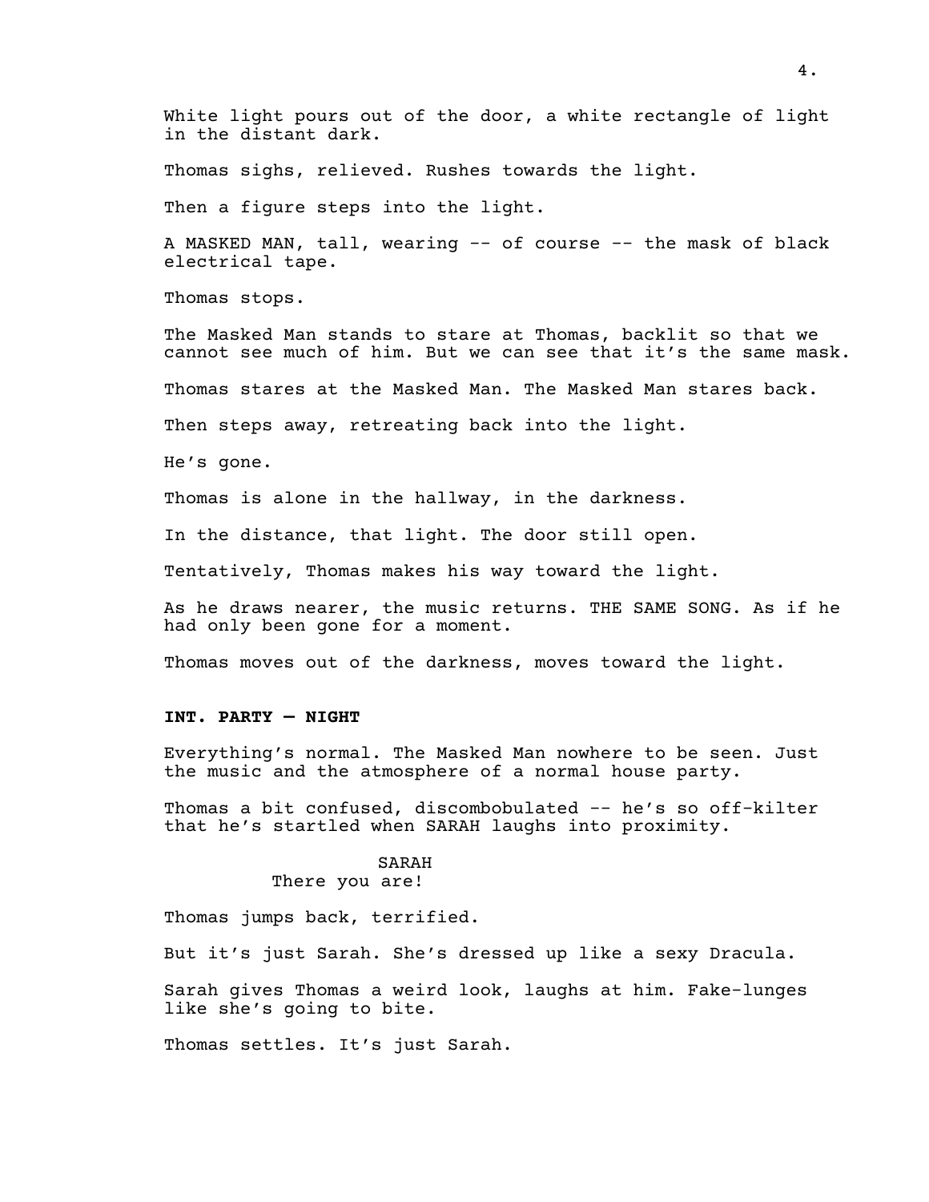White light pours out of the door, a white rectangle of light in the distant dark.

Thomas sighs, relieved. Rushes towards the light.

Then a figure steps into the light.

A MASKED MAN, tall, wearing -- of course -- the mask of black electrical tape.

Thomas stops.

The Masked Man stands to stare at Thomas, backlit so that we cannot see much of him. But we can see that it's the same mask.

Thomas stares at the Masked Man. The Masked Man stares back.

Then steps away, retreating back into the light.

He's gone.

Thomas is alone in the hallway, in the darkness.

In the distance, that light. The door still open.

Tentatively, Thomas makes his way toward the light.

As he draws nearer, the music returns. THE SAME SONG. As if he had only been gone for a moment.

Thomas moves out of the darkness, moves toward the light.

**INT. PARTY — NIGHT**

Everything's normal. The Masked Man nowhere to be seen. Just the music and the atmosphere of a normal house party.

Thomas a bit confused, discombobulated -- he's so off-kilter that he's startled when SARAH laughs into proximity.

SARAH
There you are!

Thomas jumps back, terrified.

But it's just Sarah. She's dressed up like a sexy Dracula.

Sarah gives Thomas a weird look, laughs at him. Fake-lunges like she's going to bite.

Thomas settles. It's just Sarah.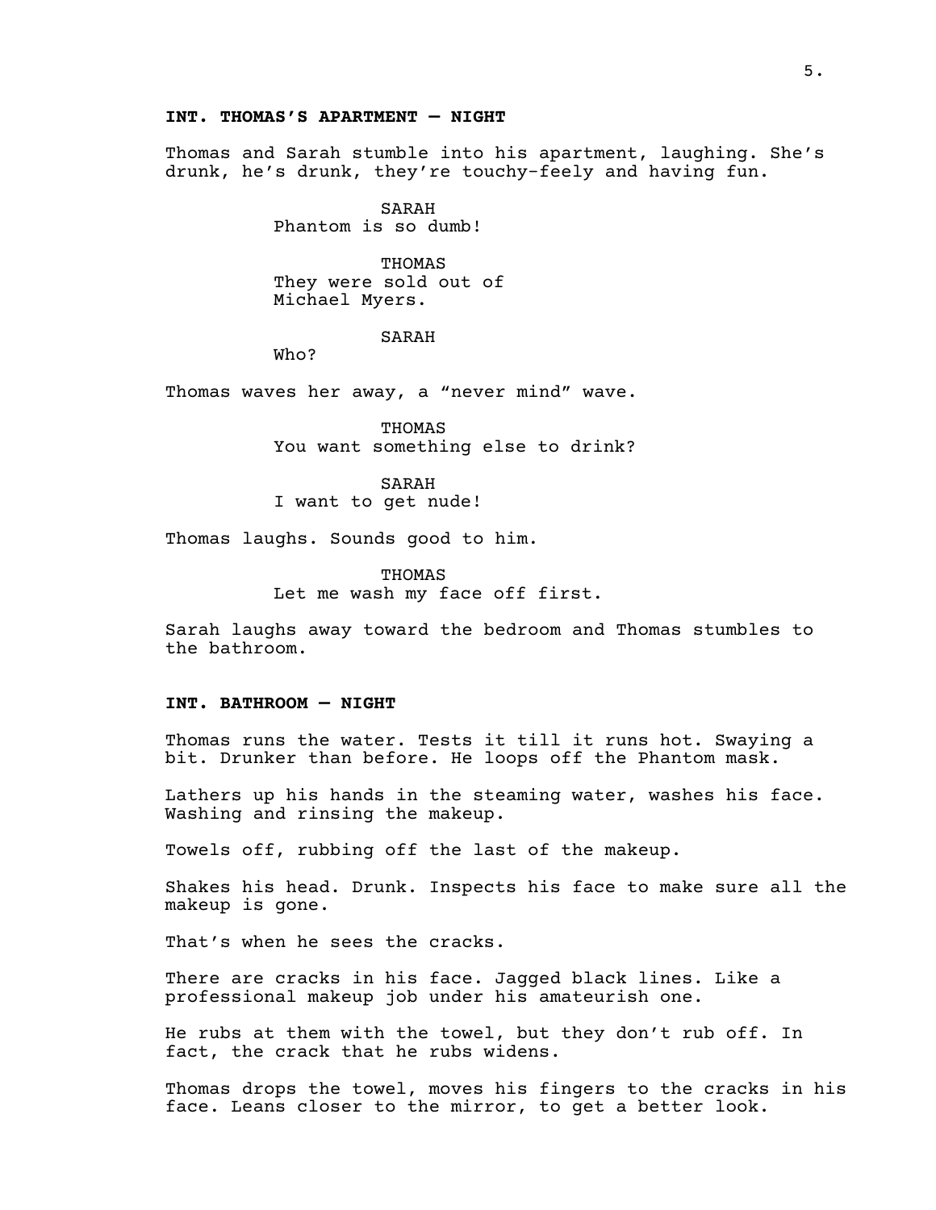**INT. THOMAS'S APARTMENT — NIGHT**

Thomas and Sarah stumble into his apartment, laughing. She's drunk, he's drunk, they're touchy-feely and having fun.

SARAH
Phantom is so dumb!

THOMAS
They were sold out of
Michael Myers.

SARAH
Who?

Thomas waves her away, a "never mind" wave.

THOMAS
You want something else to drink?

SARAH
I want to get nude!

Thomas laughs. Sounds good to him.

THOMAS
Let me wash my face off first.

Sarah laughs away toward the bedroom and Thomas stumbles to the bathroom.

**INT. BATHROOM — NIGHT**

Thomas runs the water. Tests it till it runs hot. Swaying a bit. Drunker than before. He loops off the Phantom mask.

Lathers up his hands in the steaming water, washes his face. Washing and rinsing the makeup.

Towels off, rubbing off the last of the makeup.

Shakes his head. Drunk. Inspects his face to make sure all the makeup is gone.

That's when he sees the cracks.

There are cracks in his face. Jagged black lines. Like a professional makeup job under his amateurish one.

He rubs at them with the towel, but they don't rub off. In fact, the crack that he rubs widens.

Thomas drops the towel, moves his fingers to the cracks in his face. Leans closer to the mirror, to get a better look.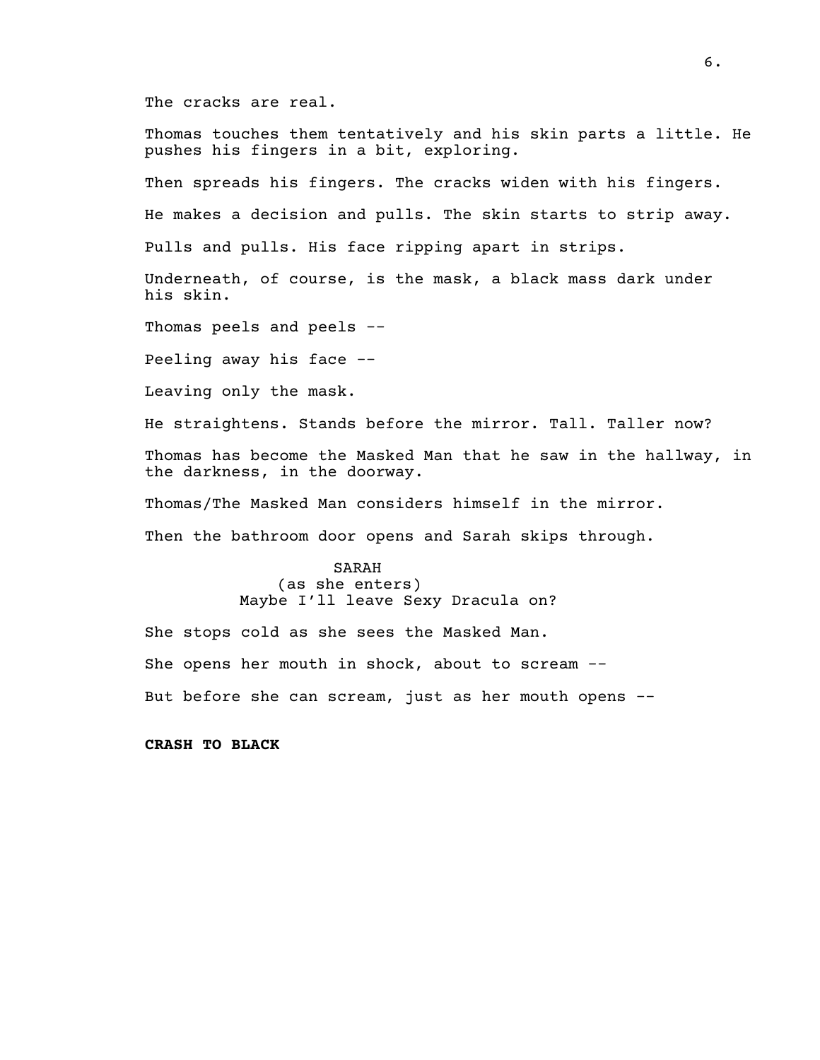The cracks are real.

Thomas touches them tentatively and his skin parts a little. He pushes his fingers in a bit, exploring.

Then spreads his fingers. The cracks widen with his fingers.

He makes a decision and pulls. The skin starts to strip away.

Pulls and pulls. His face ripping apart in strips.

Underneath, of course, is the mask, a black mass dark under his skin.

Thomas peels and peels --

Peeling away his face --

Leaving only the mask.

He straightens. Stands before the mirror. Tall. Taller now?

Thomas has become the Masked Man that he saw in the hallway, in the darkness, in the doorway.

Thomas/The Masked Man considers himself in the mirror.

Then the bathroom door opens and Sarah skips through.

SARAH
(as she enters)
Maybe I'll leave Sexy Dracula on?

She stops cold as she sees the Masked Man.

She opens her mouth in shock, about to scream --

But before she can scream, just as her mouth opens --

**CRASH TO BLACK**